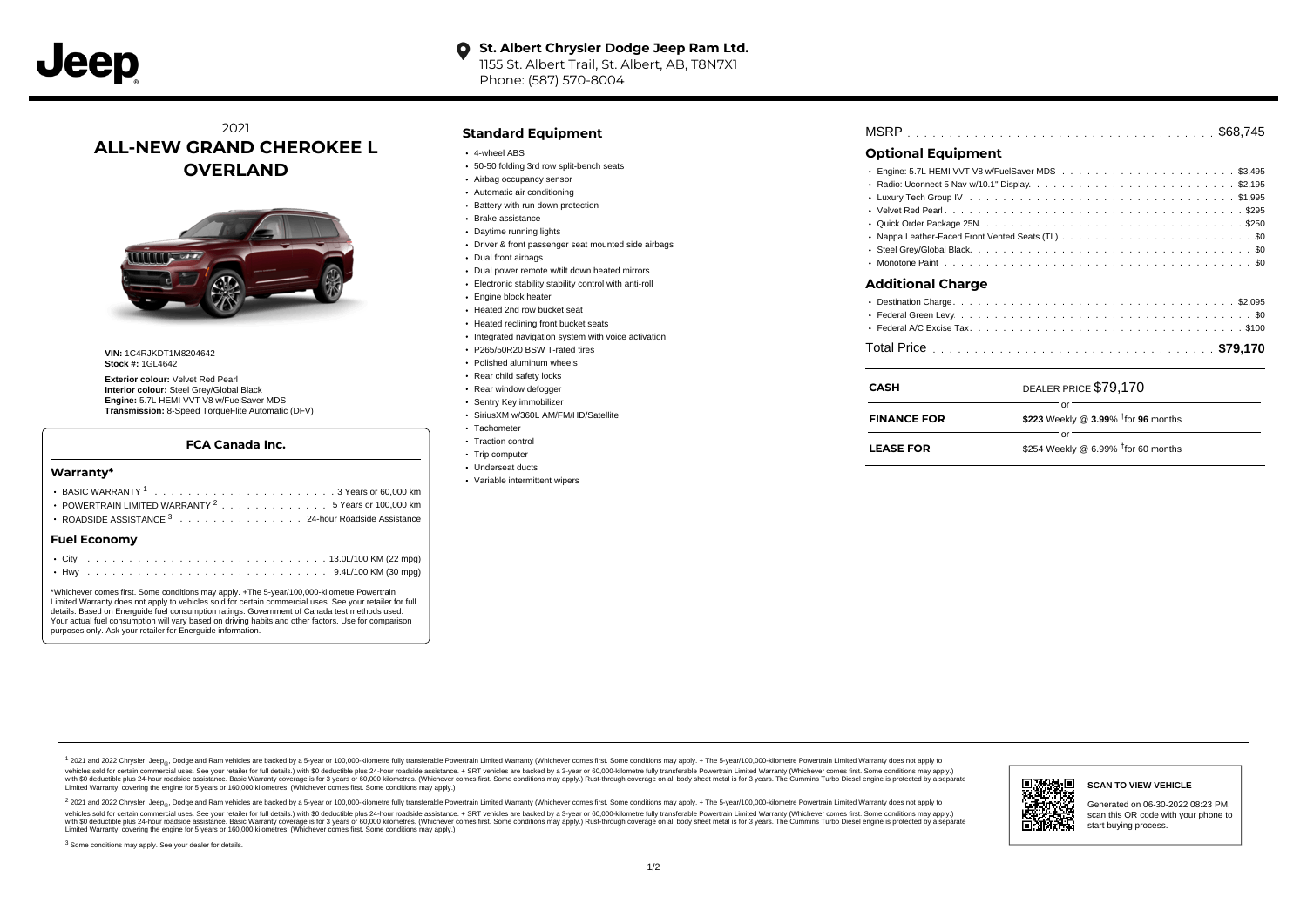Jeep

**St. Albert Chrysler Dodge Jeep Ram Ltd.**
1155 St. Albert Trail, St. Albert, AB, T8N7X1
Phone: (587) 570-8004

# 2021 ALL-NEW GRAND CHEROKEE L OVERLAND

**VIN:** 1C4RJKDT1M8204642
**Stock #:** 1GL4642

**Exterior colour:** Velvet Red Pearl
**Interior colour:** Steel Grey/Global Black
**Engine:** 5.7L HEMI VVT V8 w/FuelSaver MDS
**Transmission:** 8-Speed TorqueFlite Automatic (DFV)

## FCA Canada Inc.

### Warranty*

- BASIC WARRANTY [1] . . . . . 3 Years or 60,000 km
- POWERTRAIN LIMITED WARRANTY [2] . . . . . 5 Years or 100,000 km
- ROADSIDE ASSISTANCE [3] . . . . . 24-hour Roadside Assistance

### Fuel Economy

- City . . . . . 13.0L/100 KM (22 mpg)
- Hwy . . . . . 9.4L/100 KM (30 mpg)

*Whichever comes first. Some conditions may apply. +The 5-year/100,000-kilometre Powertrain Limited Warranty does not apply to vehicles sold for certain commercial uses. See your retailer for full details. Based on Energuide fuel consumption ratings. Government of Canada test methods used. Your actual fuel consumption will vary based on driving habits and other factors. Use for comparison purposes only. Ask your retailer for Energuide information.

## Standard Equipment

- 4-wheel ABS
- 50-50 folding 3rd row split-bench seats
- Airbag occupancy sensor
- Automatic air conditioning
- Battery with run down protection
- Brake assistance
- Daytime running lights
- Driver & front passenger seat mounted side airbags
- Dual front airbags
- Dual power remote w/tilt down heated mirrors
- Electronic stability stability control with anti-roll
- Engine block heater
- Heated 2nd row bucket seat
- Heated reclining front bucket seats
- Integrated navigation system with voice activation
- P265/50R20 BSW T-rated tires
- Polished aluminum wheels
- Rear child safety locks
- Rear window defogger
- Sentry Key immobilizer
- SiriusXM w/360L AM/FM/HD/Satellite
- Tachometer
- Traction control
- Trip computer
- Underseat ducts
- Variable intermittent wipers

MSRP . . . . . $68,745

## Optional Equipment

- Engine: 5.7L HEMI VVT V8 w/FuelSaver MDS . . . . . $3,495
- Radio: Uconnect 5 Nav w/10.1" Display. . . . . $2,195
- Luxury Tech Group IV . . . . . $1,995
- Velvet Red Pearl . . . . . $295
- Quick Order Package 25N. . . . . $250
- Nappa Leather-Faced Front Vented Seats (TL) . . . . . $0
- Steel Grey/Global Black. . . . . $0
- Monotone Paint . . . . . $0

## Additional Charge

- Destination Charge. . . . . $2,095
- Federal Green Levy . . . . . $0
- Federal A/C Excise Tax. . . . . $100

Total Price . . . . . **$79,170**

| | |
|---|---|
| **CASH** | DEALER PRICE $79,170 |
| | or |
| **FINANCE FOR** | **$223** Weekly @ **3.99**% †for **96** months |
| | or |
| **LEASE FOR** | $254 Weekly @ 6.99% †for 60 months |

[1] 2021 and 2022 Chrysler, Jeep®, Dodge and Ram vehicles are backed by a 5-year or 100,000-kilometre fully transferable Powertrain Limited Warranty (Whichever comes first. Some conditions may apply. + The 5-year/100,000-kilometre Powertrain Limited Warranty does not apply to vehicles sold for certain commercial uses. See your retailer for full details.) with $0 deductible plus 24-hour roadside assistance. + SRT vehicles are backed by a 3-year or 60,000-kilometre fully transferable Powertrain Limited Warranty (Whichever comes first. Some conditions may apply.) with $0 deductible plus 24-hour roadside assistance. Basic Warranty coverage is for 3 years or 60,000 kilometres. (Whichever comes first. Some conditions may apply.) Rust-through coverage on all body sheet metal is for 3 years. The Cummins Turbo Diesel engine is protected by a separate Limited Warranty, covering the engine for 5 years or 160,000 kilometres. (Whichever comes first. Some conditions may apply.)

[2] 2021 and 2022 Chrysler, Jeep®, Dodge and Ram vehicles are backed by a 5-year or 100,000-kilometre fully transferable Powertrain Limited Warranty (Whichever comes first. Some conditions may apply. + The 5-year/100,000-kilometre Powertrain Limited Warranty does not apply to vehicles sold for certain commercial uses. See your retailer for full details.) with $0 deductible plus 24-hour roadside assistance. + SRT vehicles are backed by a 3-year or 60,000-kilometre fully transferable Powertrain Limited Warranty (Whichever comes first. Some conditions may apply.) with $0 deductible plus 24-hour roadside assistance. Basic Warranty coverage is for 3 years or 60,000 kilometres. (Whichever comes first. Some conditions may apply.) Rust-through coverage on all body sheet metal is for 3 years. The Cummins Turbo Diesel engine is protected by a separate Limited Warranty, covering the engine for 5 years or 160,000 kilometres. (Whichever comes first. Some conditions may apply.)

[3] Some conditions may apply. See your dealer for details.

**SCAN TO VIEW VEHICLE**

Generated on 06-30-2022 08:23 PM, scan this QR code with your phone to start buying process.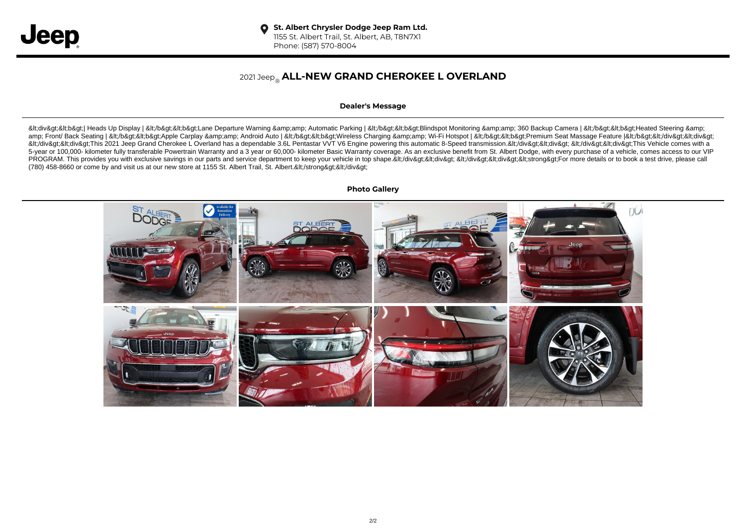**St. Albert Chrysler Dodge Jeep Ram Ltd.**
1155 St. Albert Trail, St. Albert, AB, T8N7X1
Phone: (587) 570-8004

# 2021 Jeep® ALL-NEW GRAND CHEROKEE L OVERLAND

## Dealer's Message

&lt;div&gt;&lt;b&gt;| Heads Up Display | &lt;/b&gt;&lt;b&gt;Lane Departure Warning &amp;amp; Automatic Parking | &lt;/b&gt;&lt;b&gt;Blindspot Monitoring &amp;amp; 360 Backup Camera | &lt;/b&gt;&lt;b&gt;Heated Steering &amp; amp; Front/ Back Seating | &lt;/b&gt;&lt;b&gt;Apple Carplay &amp;amp; Android Auto | &lt;/b&gt;&lt;b&gt;Wireless Charging &amp;amp; Wi-Fi Hotspot | &lt;/b&gt;&lt;b&gt;Premium Seat Massage Feature |&lt;/b&gt;&lt;/div&gt;&lt;div&gt; &lt;/div&gt;&lt;div&gt;This 2021 Jeep Grand Cherokee L Overland has a dependable 3.6L Pentastar VVT V6 Engine powering this automatic 8-Speed transmission.&lt;/div&gt;&lt;div&gt; &lt;/div&gt;&lt;div&gt;This Vehicle comes with a 5-year or 100,000- kilometer fully transferable Powertrain Warranty and a 3 year or 60,000- kilometer Basic Warranty coverage. As an exclusive benefit from St. Albert Dodge, with every purchase of a vehicle, comes access to our VIP PROGRAM. This provides you with exclusive savings in our parts and service department to keep your vehicle in top shape.&lt;/div&gt;&lt;div&gt; &lt;/div&gt;&lt;div&gt;&lt;strong&gt;For more details or to book a test drive, please call (780) 458-8660 or come by and visit us at our new store at 1155 St. Albert Trail, St. Albert.&lt;/strong&gt;&lt;/div&gt;

## Photo Gallery